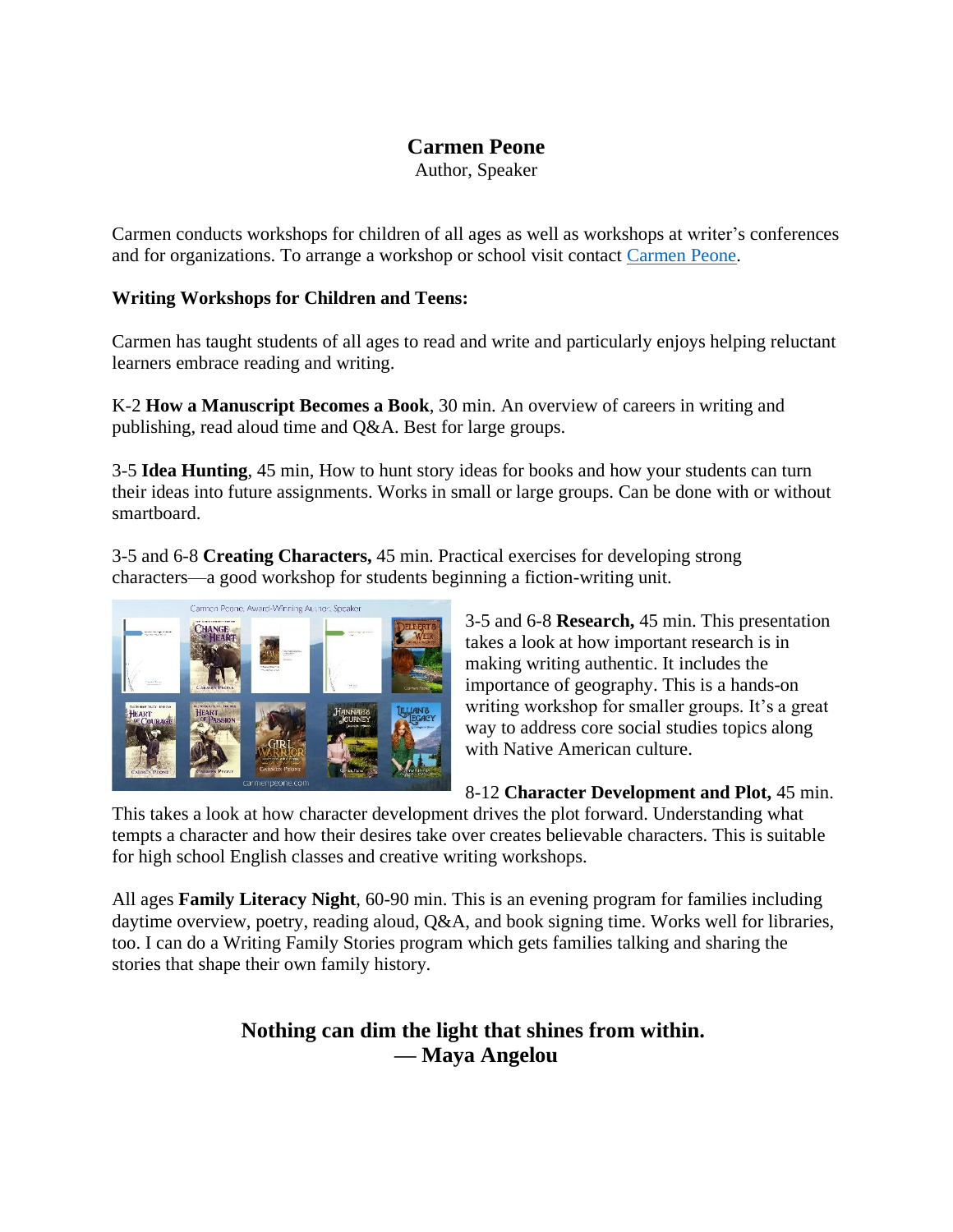# Carmen Peone

Author, Speaker

Carmen conducts workshops for children of all ages as well as workshops at writer's conferences and for organizations. To arrange a workshop or school visit contact Carmen Peone.

**Writing Workshops for Children and Teens:**

Carmen has taught students of all ages to read and write and particularly enjoys helping reluctant learners embrace reading and writing.

K-2 **How a Manuscript Becomes a Book**, 30 min. An overview of careers in writing and publishing, read aloud time and Q&A. Best for large groups.

3-5 **Idea Hunting**, 45 min, How to hunt story ideas for books and how your students can turn their ideas into future assignments. Works in small or large groups. Can be done with or without smartboard.

3-5 and 6-8 **Creating Characters,** 45 min. Practical exercises for developing strong characters—a good workshop for students beginning a fiction-writing unit.

3-5 and 6-8 **Research,** 45 min. This presentation takes a look at how important research is in making writing authentic. It includes the importance of geography. This is a hands-on writing workshop for smaller groups. It's a great way to address core social studies topics along with Native American culture.

8-12 **Character Development and Plot,** 45 min. This takes a look at how character development drives the plot forward. Understanding what tempts a character and how their desires take over creates believable characters. This is suitable for high school English classes and creative writing workshops.

All ages **Family Literacy Night**, 60-90 min. This is an evening program for families including daytime overview, poetry, reading aloud, Q&A, and book signing time. Works well for libraries, too. I can do a Writing Family Stories program which gets families talking and sharing the stories that shape their own family history.

**Nothing can dim the light that shines from within.**
**— Maya Angelou**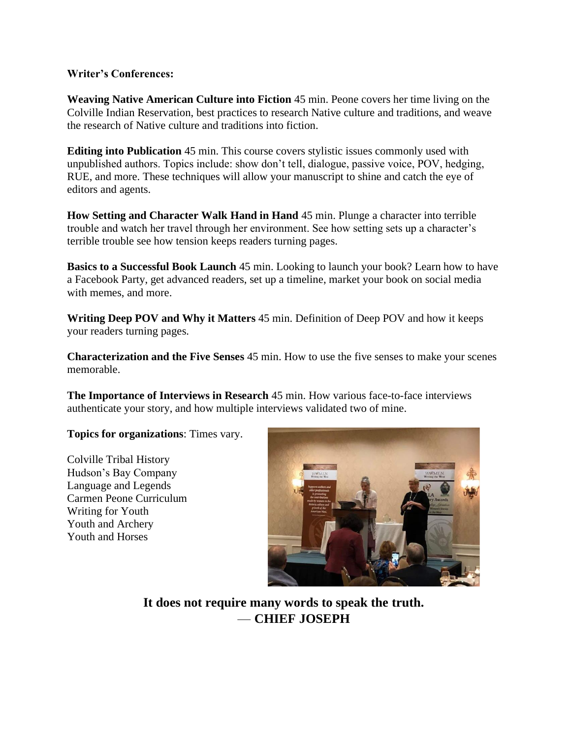**Writer's Conferences:**

**Weaving Native American Culture into Fiction** 45 min. Peone covers her time living on the Colville Indian Reservation, best practices to research Native culture and traditions, and weave the research of Native culture and traditions into fiction.

**Editing into Publication** 45 min. This course covers stylistic issues commonly used with unpublished authors. Topics include: show don't tell, dialogue, passive voice, POV, hedging, RUE, and more. These techniques will allow your manuscript to shine and catch the eye of editors and agents.

**How Setting and Character Walk Hand in Hand** 45 min. Plunge a character into terrible trouble and watch her travel through her environment. See how setting sets up a character's terrible trouble see how tension keeps readers turning pages.

**Basics to a Successful Book Launch** 45 min. Looking to launch your book? Learn how to have a Facebook Party, get advanced readers, set up a timeline, market your book on social media with memes, and more.

**Writing Deep POV and Why it Matters** 45 min. Definition of Deep POV and how it keeps your readers turning pages.

**Characterization and the Five Senses** 45 min. How to use the five senses to make your scenes memorable.

**The Importance of Interviews in Research** 45 min. How various face-to-face interviews authenticate your story, and how multiple interviews validated two of mine.

**Topics for organizations**: Times vary.

Colville Tribal History
Hudson's Bay Company
Language and Legends
Carmen Peone Curriculum
Writing for Youth
Youth and Archery
Youth and Horses

**It does not require many words to speak the truth.**
— **CHIEF JOSEPH**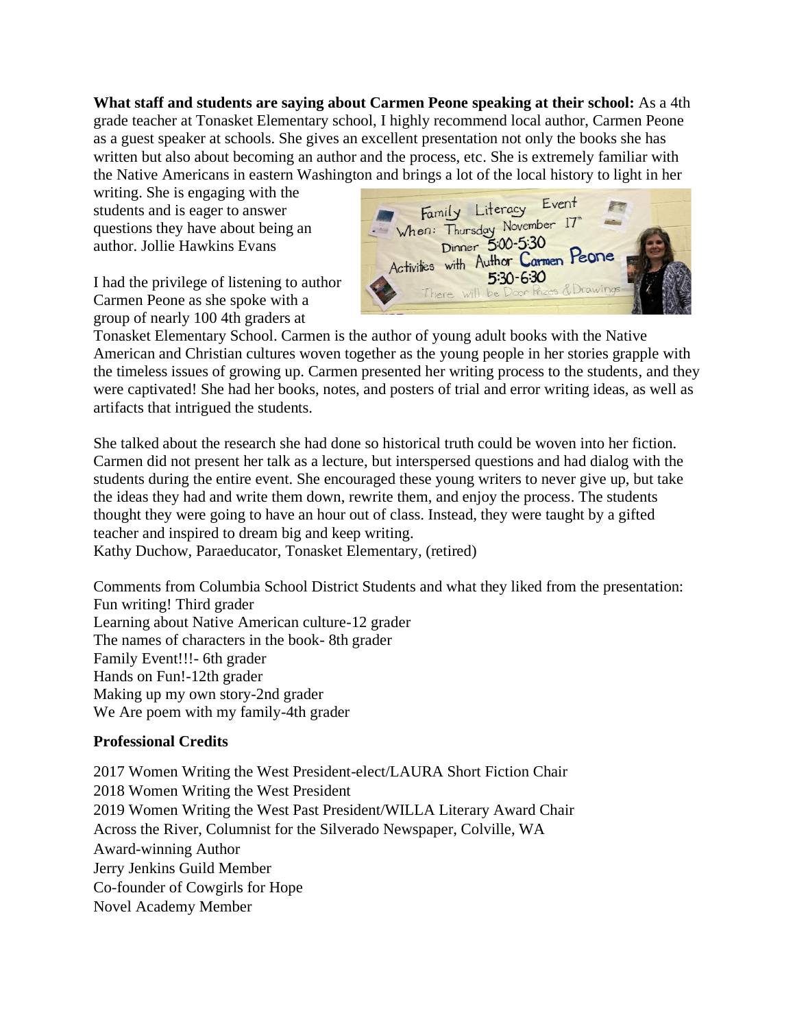**What staff and students are saying about Carmen Peone speaking at their school:** As a 4th grade teacher at Tonasket Elementary school, I highly recommend local author, Carmen Peone as a guest speaker at schools. She gives an excellent presentation not only the books she has written but also about becoming an author and the process, etc. She is extremely familiar with the Native Americans in eastern Washington and brings a lot of the local history to light in her writing. She is engaging with the students and is eager to answer questions they have about being an author. Jollie Hawkins Evans

I had the privilege of listening to author Carmen Peone as she spoke with a group of nearly 100 4th graders at Tonasket Elementary School. Carmen is the author of young adult books with the Native American and Christian cultures woven together as the young people in her stories grapple with the timeless issues of growing up. Carmen presented her writing process to the students, and they were captivated! She had her books, notes, and posters of trial and error writing ideas, as well as artifacts that intrigued the students.

She talked about the research she had done so historical truth could be woven into her fiction. Carmen did not present her talk as a lecture, but interspersed questions and had dialog with the students during the entire event. She encouraged these young writers to never give up, but take the ideas they had and write them down, rewrite them, and enjoy the process. The students thought they were going to have an hour out of class. Instead, they were taught by a gifted teacher and inspired to dream big and keep writing.
Kathy Duchow, Paraeducator, Tonasket Elementary, (retired)

Comments from Columbia School District Students and what they liked from the presentation:
Fun writing! Third grader
Learning about Native American culture-12 grader
The names of characters in the book- 8th grader
Family Event!!!- 6th grader
Hands on Fun!-12th grader
Making up my own story-2nd grader
We Are poem with my family-4th grader

**Professional Credits**

2017 Women Writing the West President-elect/LAURA Short Fiction Chair
2018 Women Writing the West President
2019 Women Writing the West Past President/WILLA Literary Award Chair
Across the River, Columnist for the Silverado Newspaper, Colville, WA
Award-winning Author
Jerry Jenkins Guild Member
Co-founder of Cowgirls for Hope
Novel Academy Member